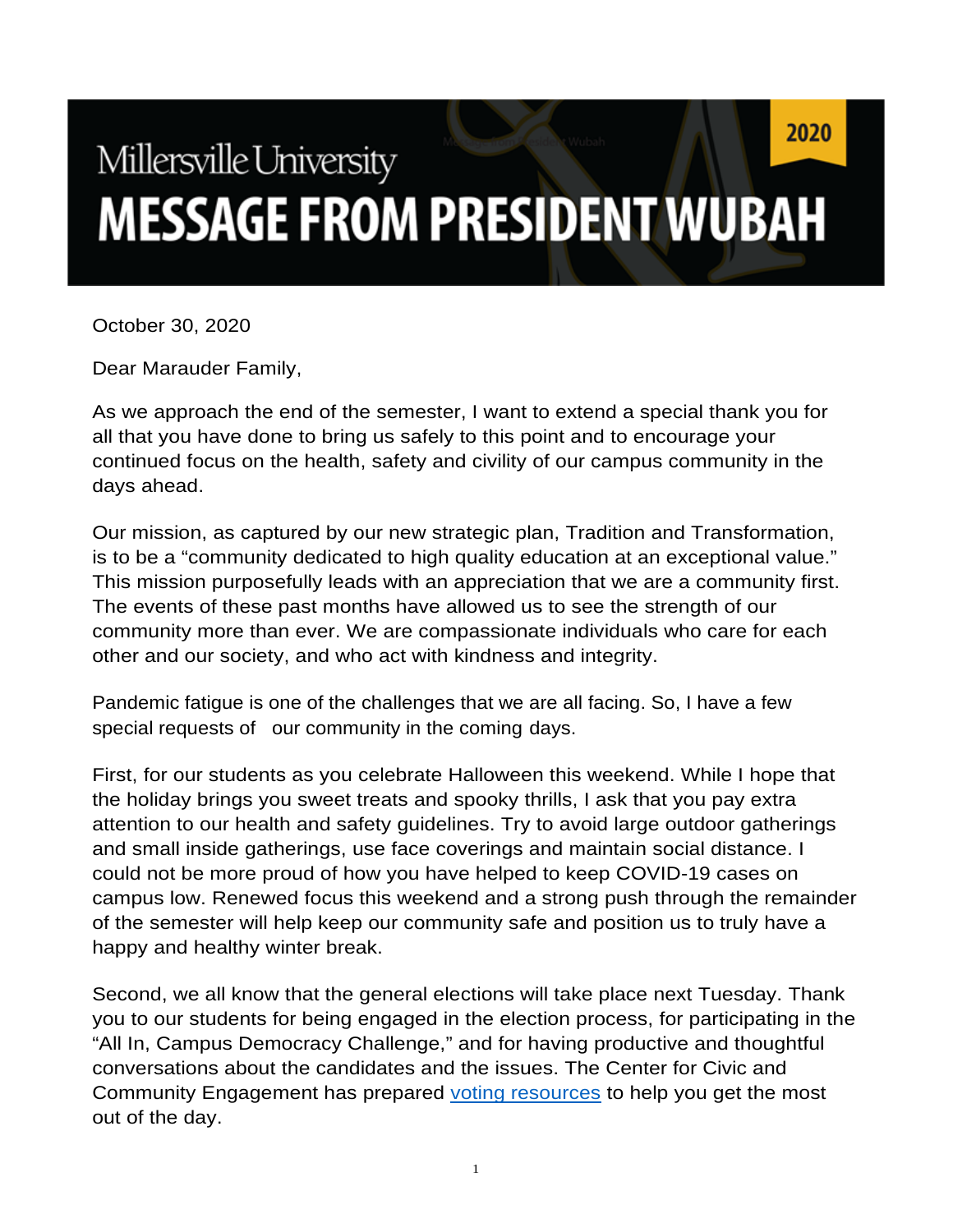Millersville University

# MESSAGE FROM PRESIDENT WUBAH

2020

October 30, 2020

Dear Marauder Family,

As we approach the end of the semester, I want to extend a special thank you for all that you have done to bring us safely to this point and to encourage your continued focus on the health, safety and civility of our campus community in the days ahead.

Our mission, as captured by our new strategic plan, Tradition and Transformation, is to be a "community dedicated to high quality education at an exceptional value." This mission purposefully leads with an appreciation that we are a community first. The events of these past months have allowed us to see the strength of our community more than ever. We are compassionate individuals who care for each other and our society, and who act with kindness and integrity.

Pandemic fatigue is one of the challenges that we are all facing. So, I have a few special requests of our community in the coming days.

First, for our students as you celebrate Halloween this weekend. While I hope that the holiday brings you sweet treats and spooky thrills, I ask that you pay extra attention to our health and safety guidelines. Try to avoid large outdoor gatherings and small inside gatherings, use face coverings and maintain social distance. I could not be more proud of how you have helped to keep COVID-19 cases on campus low. Renewed focus this weekend and a strong push through the remainder of the semester will help keep our community safe and position us to truly have a happy and healthy winter break.

Second, we all know that the general elections will take place next Tuesday. Thank you to our students for being engaged in the election process, for participating in the "All In, Campus Democracy Challenge," and for having productive and thoughtful conversations about the candidates and the issues. The Center for Civic and Community Engagement has prepared voting resources to help you get the most out of the day.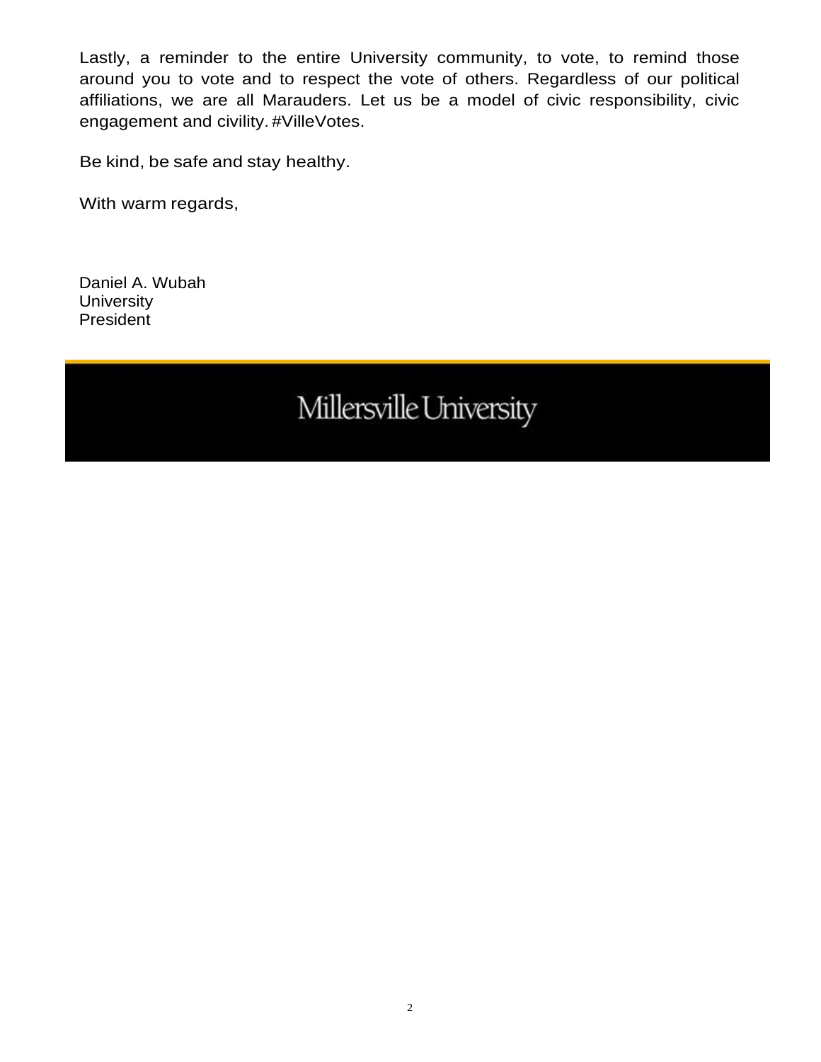Lastly, a reminder to the entire University community, to vote, to remind those around you to vote and to respect the vote of others. Regardless of our political affiliations, we are all Marauders. Let us be a model of civic responsibility, civic engagement and civility. #VilleVotes.

Be kind, be safe and stay healthy.

With warm regards,

Daniel A. Wubah
University
President

Millersville University